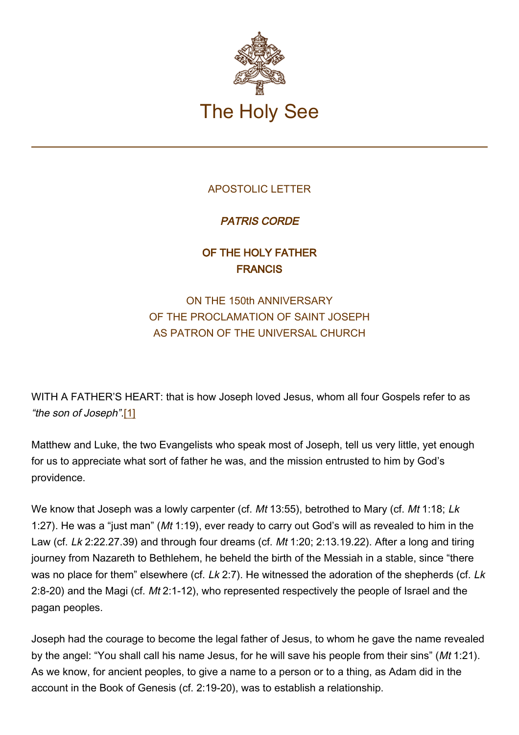# The Holy See

APOSTOLIC LETTER

## *PATRIS CORDE*

### OF THE HOLY FATHER FRANCIS

ON THE 150th ANNIVERSARY
OF THE PROCLAMATION OF SAINT JOSEPH
AS PATRON OF THE UNIVERSAL CHURCH

WITH A FATHER'S HEART: that is how Joseph loved Jesus, whom all four Gospels refer to as *"the son of Joseph"*.[1]

Matthew and Luke, the two Evangelists who speak most of Joseph, tell us very little, yet enough for us to appreciate what sort of father he was, and the mission entrusted to him by God's providence.

We know that Joseph was a lowly carpenter (cf. *Mt* 13:55), betrothed to Mary (cf. *Mt* 1:18; *Lk* 1:27). He was a "just man" (*Mt* 1:19), ever ready to carry out God's will as revealed to him in the Law (cf. *Lk* 2:22.27.39) and through four dreams (cf. *Mt* 1:20; 2:13.19.22). After a long and tiring journey from Nazareth to Bethlehem, he beheld the birth of the Messiah in a stable, since "there was no place for them" elsewhere (cf. *Lk* 2:7). He witnessed the adoration of the shepherds (cf. *Lk* 2:8-20) and the Magi (cf. *Mt* 2:1-12), who represented respectively the people of Israel and the pagan peoples.

Joseph had the courage to become the legal father of Jesus, to whom he gave the name revealed by the angel: "You shall call his name Jesus, for he will save his people from their sins" (*Mt* 1:21). As we know, for ancient peoples, to give a name to a person or to a thing, as Adam did in the account in the Book of Genesis (cf. 2:19-20), was to establish a relationship.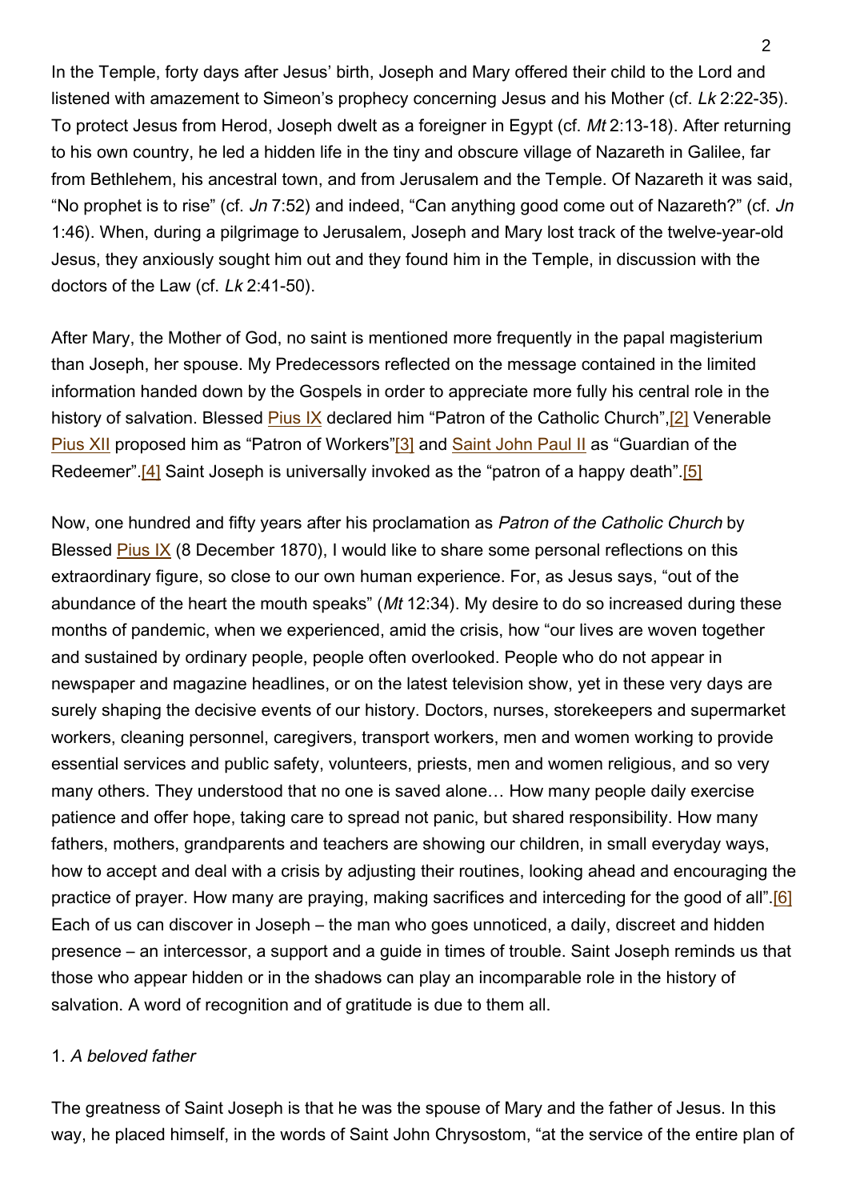In the Temple, forty days after Jesus' birth, Joseph and Mary offered their child to the Lord and listened with amazement to Simeon's prophecy concerning Jesus and his Mother (cf. *Lk* 2:22-35). To protect Jesus from Herod, Joseph dwelt as a foreigner in Egypt (cf. *Mt* 2:13-18). After returning to his own country, he led a hidden life in the tiny and obscure village of Nazareth in Galilee, far from Bethlehem, his ancestral town, and from Jerusalem and the Temple. Of Nazareth it was said, "No prophet is to rise" (cf. *Jn* 7:52) and indeed, "Can anything good come out of Nazareth?" (cf. *Jn* 1:46). When, during a pilgrimage to Jerusalem, Joseph and Mary lost track of the twelve-year-old Jesus, they anxiously sought him out and they found him in the Temple, in discussion with the doctors of the Law (cf. *Lk* 2:41-50).

After Mary, the Mother of God, no saint is mentioned more frequently in the papal magisterium than Joseph, her spouse. My Predecessors reflected on the message contained in the limited information handed down by the Gospels in order to appreciate more fully his central role in the history of salvation. Blessed Pius IX declared him "Patron of the Catholic Church",[2] Venerable Pius XII proposed him as "Patron of Workers"[3] and Saint John Paul II as "Guardian of the Redeemer".[4] Saint Joseph is universally invoked as the "patron of a happy death".[5]

Now, one hundred and fifty years after his proclamation as *Patron of the Catholic Church* by Blessed Pius IX (8 December 1870), I would like to share some personal reflections on this extraordinary figure, so close to our own human experience. For, as Jesus says, "out of the abundance of the heart the mouth speaks" (*Mt* 12:34). My desire to do so increased during these months of pandemic, when we experienced, amid the crisis, how "our lives are woven together and sustained by ordinary people, people often overlooked. People who do not appear in newspaper and magazine headlines, or on the latest television show, yet in these very days are surely shaping the decisive events of our history. Doctors, nurses, storekeepers and supermarket workers, cleaning personnel, caregivers, transport workers, men and women working to provide essential services and public safety, volunteers, priests, men and women religious, and so very many others. They understood that no one is saved alone… How many people daily exercise patience and offer hope, taking care to spread not panic, but shared responsibility. How many fathers, mothers, grandparents and teachers are showing our children, in small everyday ways, how to accept and deal with a crisis by adjusting their routines, looking ahead and encouraging the practice of prayer. How many are praying, making sacrifices and interceding for the good of all".[6] Each of us can discover in Joseph – the man who goes unnoticed, a daily, discreet and hidden presence – an intercessor, a support and a guide in times of trouble. Saint Joseph reminds us that those who appear hidden or in the shadows can play an incomparable role in the history of salvation. A word of recognition and of gratitude is due to them all.

## 1. *A beloved father*

The greatness of Saint Joseph is that he was the spouse of Mary and the father of Jesus. In this way, he placed himself, in the words of Saint John Chrysostom, "at the service of the entire plan of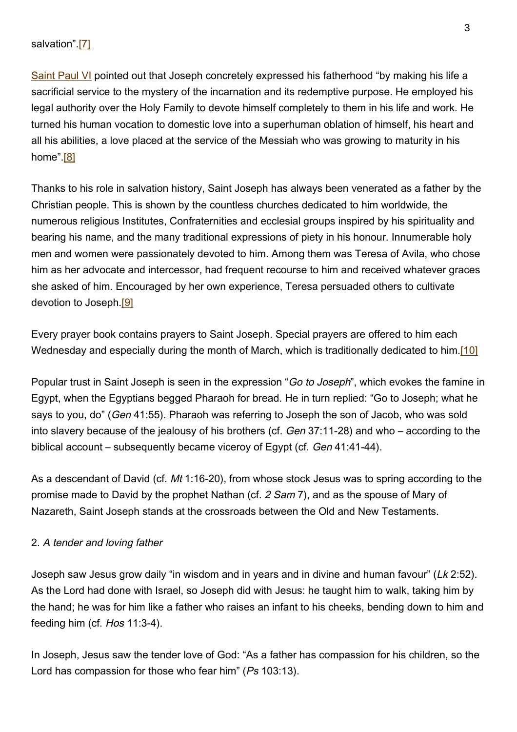salvation”.[7]

Saint Paul VI pointed out that Joseph concretely expressed his fatherhood “by making his life a sacrificial service to the mystery of the incarnation and its redemptive purpose. He employed his legal authority over the Holy Family to devote himself completely to them in his life and work. He turned his human vocation to domestic love into a superhuman oblation of himself, his heart and all his abilities, a love placed at the service of the Messiah who was growing to maturity in his home”.[8]

Thanks to his role in salvation history, Saint Joseph has always been venerated as a father by the Christian people. This is shown by the countless churches dedicated to him worldwide, the numerous religious Institutes, Confraternities and ecclesial groups inspired by his spirituality and bearing his name, and the many traditional expressions of piety in his honour. Innumerable holy men and women were passionately devoted to him. Among them was Teresa of Avila, who chose him as her advocate and intercessor, had frequent recourse to him and received whatever graces she asked of him. Encouraged by her own experience, Teresa persuaded others to cultivate devotion to Joseph.[9]

Every prayer book contains prayers to Saint Joseph. Special prayers are offered to him each Wednesday and especially during the month of March, which is traditionally dedicated to him.[10]

Popular trust in Saint Joseph is seen in the expression “*Go to Joseph*”, which evokes the famine in Egypt, when the Egyptians begged Pharaoh for bread. He in turn replied: “Go to Joseph; what he says to you, do” (*Gen* 41:55). Pharaoh was referring to Joseph the son of Jacob, who was sold into slavery because of the jealousy of his brothers (cf. *Gen* 37:11-28) and who – according to the biblical account – subsequently became viceroy of Egypt (cf. *Gen* 41:41-44).

As a descendant of David (cf. *Mt* 1:16-20), from whose stock Jesus was to spring according to the promise made to David by the prophet Nathan (cf. *2 Sam* 7), and as the spouse of Mary of Nazareth, Saint Joseph stands at the crossroads between the Old and New Testaments.

## 2. *A tender and loving father*

Joseph saw Jesus grow daily “in wisdom and in years and in divine and human favour” (*Lk* 2:52). As the Lord had done with Israel, so Joseph did with Jesus: he taught him to walk, taking him by the hand; he was for him like a father who raises an infant to his cheeks, bending down to him and feeding him (cf. *Hos* 11:3-4).

In Joseph, Jesus saw the tender love of God: “As a father has compassion for his children, so the Lord has compassion for those who fear him” (*Ps* 103:13).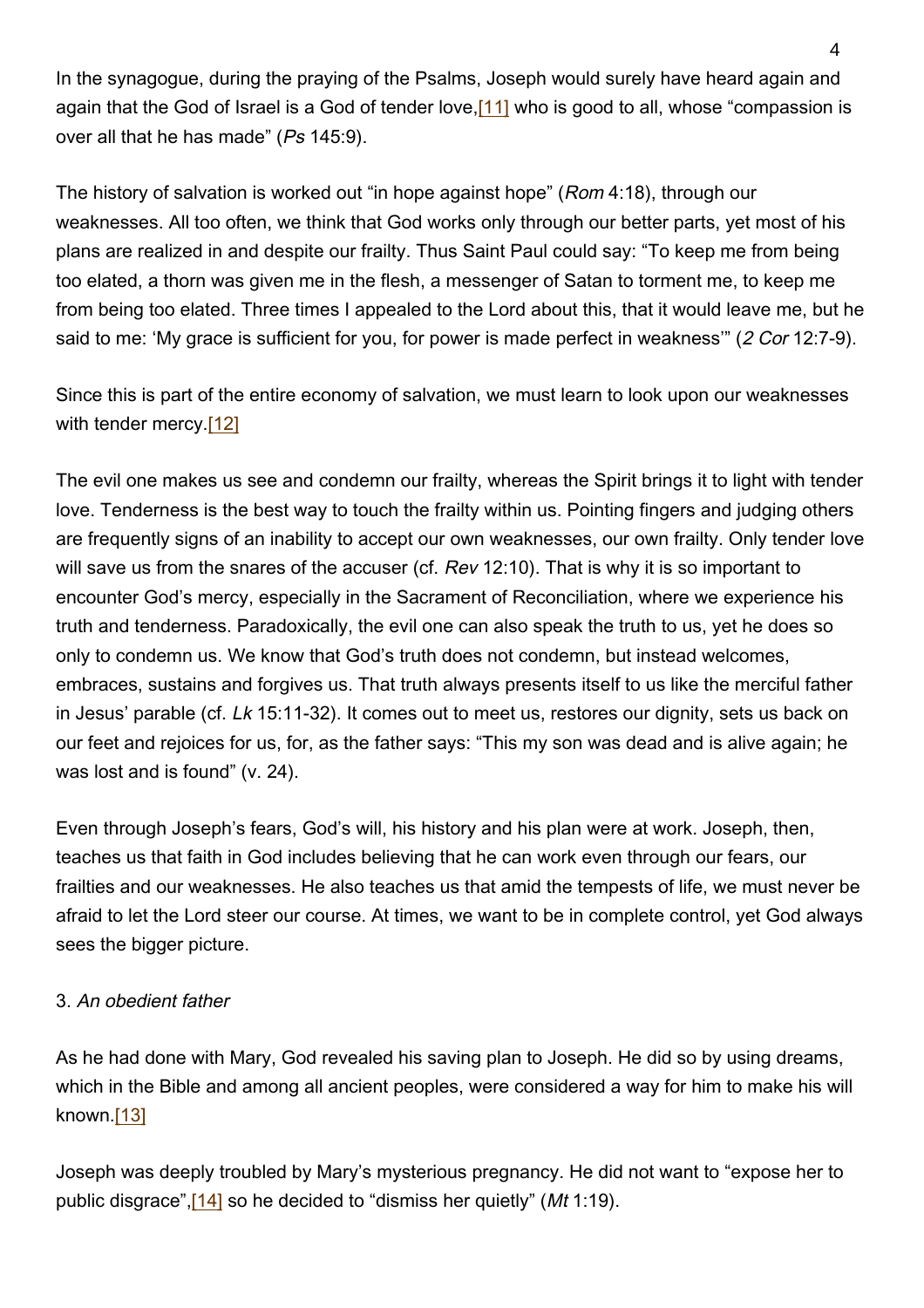In the synagogue, during the praying of the Psalms, Joseph would surely have heard again and again that the God of Israel is a God of tender love,[11] who is good to all, whose "compassion is over all that he has made" (*Ps* 145:9).

The history of salvation is worked out "in hope against hope" (*Rom* 4:18), through our weaknesses. All too often, we think that God works only through our better parts, yet most of his plans are realized in and despite our frailty. Thus Saint Paul could say: "To keep me from being too elated, a thorn was given me in the flesh, a messenger of Satan to torment me, to keep me from being too elated. Three times I appealed to the Lord about this, that it would leave me, but he said to me: 'My grace is sufficient for you, for power is made perfect in weakness'" (*2 Cor* 12:7-9).

Since this is part of the entire economy of salvation, we must learn to look upon our weaknesses with tender mercy.[12]

The evil one makes us see and condemn our frailty, whereas the Spirit brings it to light with tender love. Tenderness is the best way to touch the frailty within us. Pointing fingers and judging others are frequently signs of an inability to accept our own weaknesses, our own frailty. Only tender love will save us from the snares of the accuser (cf. *Rev* 12:10). That is why it is so important to encounter God's mercy, especially in the Sacrament of Reconciliation, where we experience his truth and tenderness. Paradoxically, the evil one can also speak the truth to us, yet he does so only to condemn us. We know that God's truth does not condemn, but instead welcomes, embraces, sustains and forgives us. That truth always presents itself to us like the merciful father in Jesus' parable (cf. *Lk* 15:11-32). It comes out to meet us, restores our dignity, sets us back on our feet and rejoices for us, for, as the father says: "This my son was dead and is alive again; he was lost and is found" (v. 24).

Even through Joseph's fears, God's will, his history and his plan were at work. Joseph, then, teaches us that faith in God includes believing that he can work even through our fears, our frailties and our weaknesses. He also teaches us that amid the tempests of life, we must never be afraid to let the Lord steer our course. At times, we want to be in complete control, yet God always sees the bigger picture.

3. *An obedient father*

As he had done with Mary, God revealed his saving plan to Joseph. He did so by using dreams, which in the Bible and among all ancient peoples, were considered a way for him to make his will known.[13]

Joseph was deeply troubled by Mary's mysterious pregnancy. He did not want to "expose her to public disgrace",[14] so he decided to "dismiss her quietly" (*Mt* 1:19).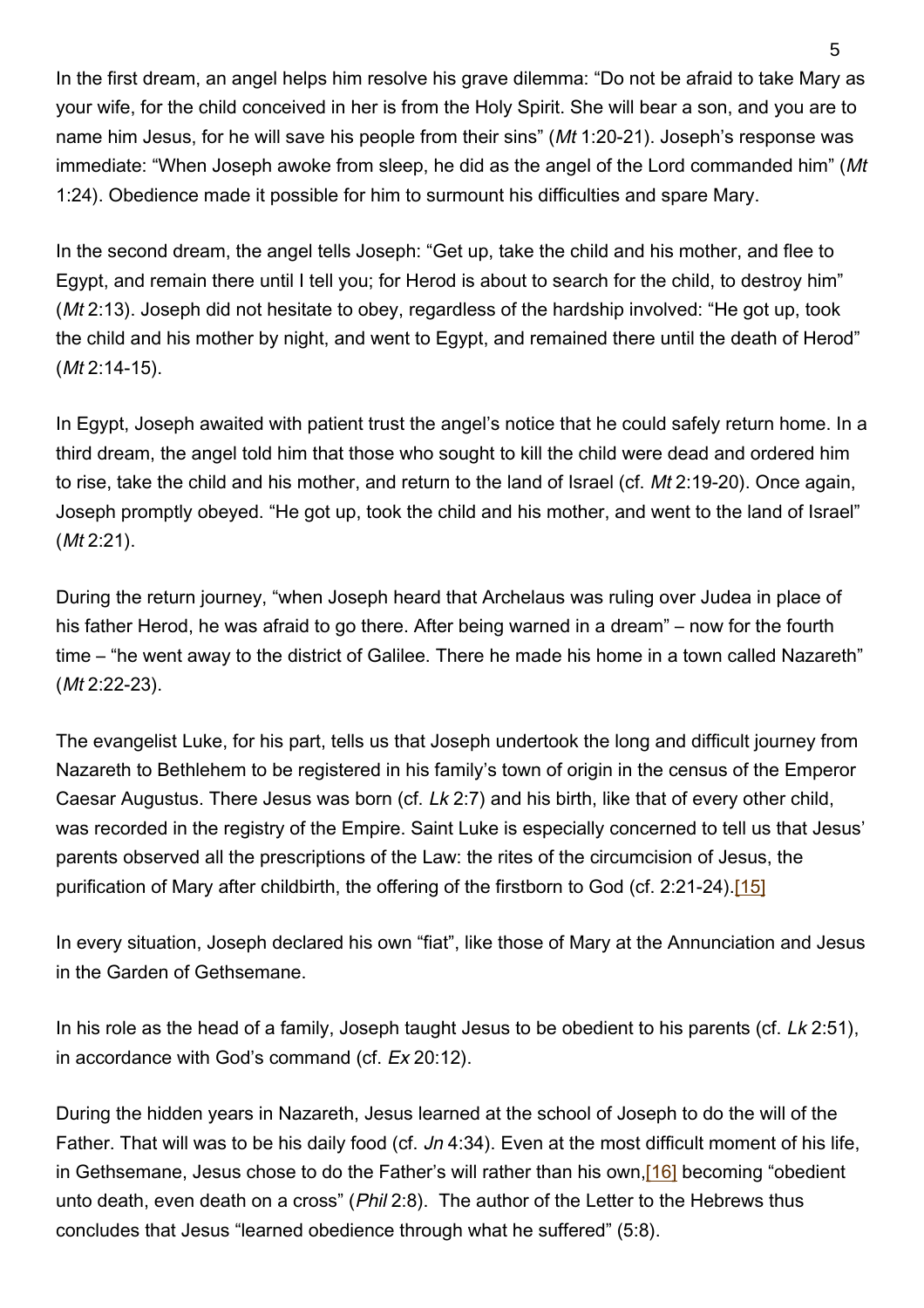In the first dream, an angel helps him resolve his grave dilemma: "Do not be afraid to take Mary as your wife, for the child conceived in her is from the Holy Spirit. She will bear a son, and you are to name him Jesus, for he will save his people from their sins" (*Mt* 1:20-21). Joseph's response was immediate: "When Joseph awoke from sleep, he did as the angel of the Lord commanded him" (*Mt* 1:24). Obedience made it possible for him to surmount his difficulties and spare Mary.

In the second dream, the angel tells Joseph: "Get up, take the child and his mother, and flee to Egypt, and remain there until I tell you; for Herod is about to search for the child, to destroy him" (*Mt* 2:13). Joseph did not hesitate to obey, regardless of the hardship involved: "He got up, took the child and his mother by night, and went to Egypt, and remained there until the death of Herod" (*Mt* 2:14-15).

In Egypt, Joseph awaited with patient trust the angel's notice that he could safely return home. In a third dream, the angel told him that those who sought to kill the child were dead and ordered him to rise, take the child and his mother, and return to the land of Israel (cf. *Mt* 2:19-20). Once again, Joseph promptly obeyed. "He got up, took the child and his mother, and went to the land of Israel" (*Mt* 2:21).

During the return journey, "when Joseph heard that Archelaus was ruling over Judea in place of his father Herod, he was afraid to go there. After being warned in a dream" – now for the fourth time – "he went away to the district of Galilee. There he made his home in a town called Nazareth" (*Mt* 2:22-23).

The evangelist Luke, for his part, tells us that Joseph undertook the long and difficult journey from Nazareth to Bethlehem to be registered in his family's town of origin in the census of the Emperor Caesar Augustus. There Jesus was born (cf. *Lk* 2:7) and his birth, like that of every other child, was recorded in the registry of the Empire. Saint Luke is especially concerned to tell us that Jesus' parents observed all the prescriptions of the Law: the rites of the circumcision of Jesus, the purification of Mary after childbirth, the offering of the firstborn to God (cf. 2:21-24).[15]

In every situation, Joseph declared his own "fiat", like those of Mary at the Annunciation and Jesus in the Garden of Gethsemane.

In his role as the head of a family, Joseph taught Jesus to be obedient to his parents (cf. *Lk* 2:51), in accordance with God's command (cf. *Ex* 20:12).

During the hidden years in Nazareth, Jesus learned at the school of Joseph to do the will of the Father. That will was to be his daily food (cf. *Jn* 4:34). Even at the most difficult moment of his life, in Gethsemane, Jesus chose to do the Father's will rather than his own,[16] becoming "obedient unto death, even death on a cross" (*Phil* 2:8). The author of the Letter to the Hebrews thus concludes that Jesus "learned obedience through what he suffered" (5:8).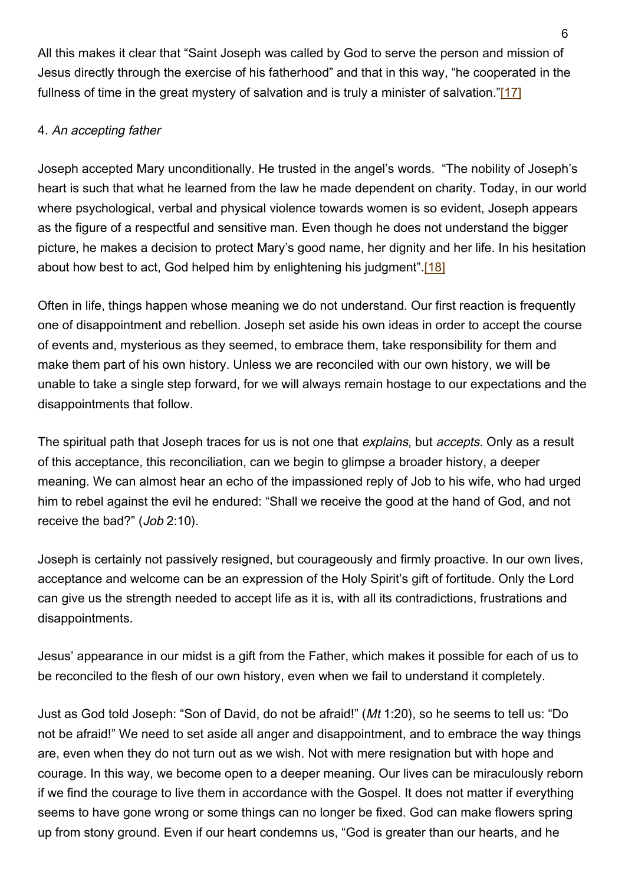All this makes it clear that "Saint Joseph was called by God to serve the person and mission of Jesus directly through the exercise of his fatherhood" and that in this way, "he cooperated in the fullness of time in the great mystery of salvation and is truly a minister of salvation."[17]

4. *An accepting father*

Joseph accepted Mary unconditionally. He trusted in the angel's words. "The nobility of Joseph's heart is such that what he learned from the law he made dependent on charity. Today, in our world where psychological, verbal and physical violence towards women is so evident, Joseph appears as the figure of a respectful and sensitive man. Even though he does not understand the bigger picture, he makes a decision to protect Mary's good name, her dignity and her life. In his hesitation about how best to act, God helped him by enlightening his judgment".[18]

Often in life, things happen whose meaning we do not understand. Our first reaction is frequently one of disappointment and rebellion. Joseph set aside his own ideas in order to accept the course of events and, mysterious as they seemed, to embrace them, take responsibility for them and make them part of his own history. Unless we are reconciled with our own history, we will be unable to take a single step forward, for we will always remain hostage to our expectations and the disappointments that follow.

The spiritual path that Joseph traces for us is not one that *explains*, but *accepts*. Only as a result of this acceptance, this reconciliation, can we begin to glimpse a broader history, a deeper meaning. We can almost hear an echo of the impassioned reply of Job to his wife, who had urged him to rebel against the evil he endured: "Shall we receive the good at the hand of God, and not receive the bad?" (*Job* 2:10).

Joseph is certainly not passively resigned, but courageously and firmly proactive. In our own lives, acceptance and welcome can be an expression of the Holy Spirit's gift of fortitude. Only the Lord can give us the strength needed to accept life as it is, with all its contradictions, frustrations and disappointments.

Jesus' appearance in our midst is a gift from the Father, which makes it possible for each of us to be reconciled to the flesh of our own history, even when we fail to understand it completely.

Just as God told Joseph: "Son of David, do not be afraid!" (*Mt* 1:20), so he seems to tell us: "Do not be afraid!" We need to set aside all anger and disappointment, and to embrace the way things are, even when they do not turn out as we wish. Not with mere resignation but with hope and courage. In this way, we become open to a deeper meaning. Our lives can be miraculously reborn if we find the courage to live them in accordance with the Gospel. It does not matter if everything seems to have gone wrong or some things can no longer be fixed. God can make flowers spring up from stony ground. Even if our heart condemns us, "God is greater than our hearts, and he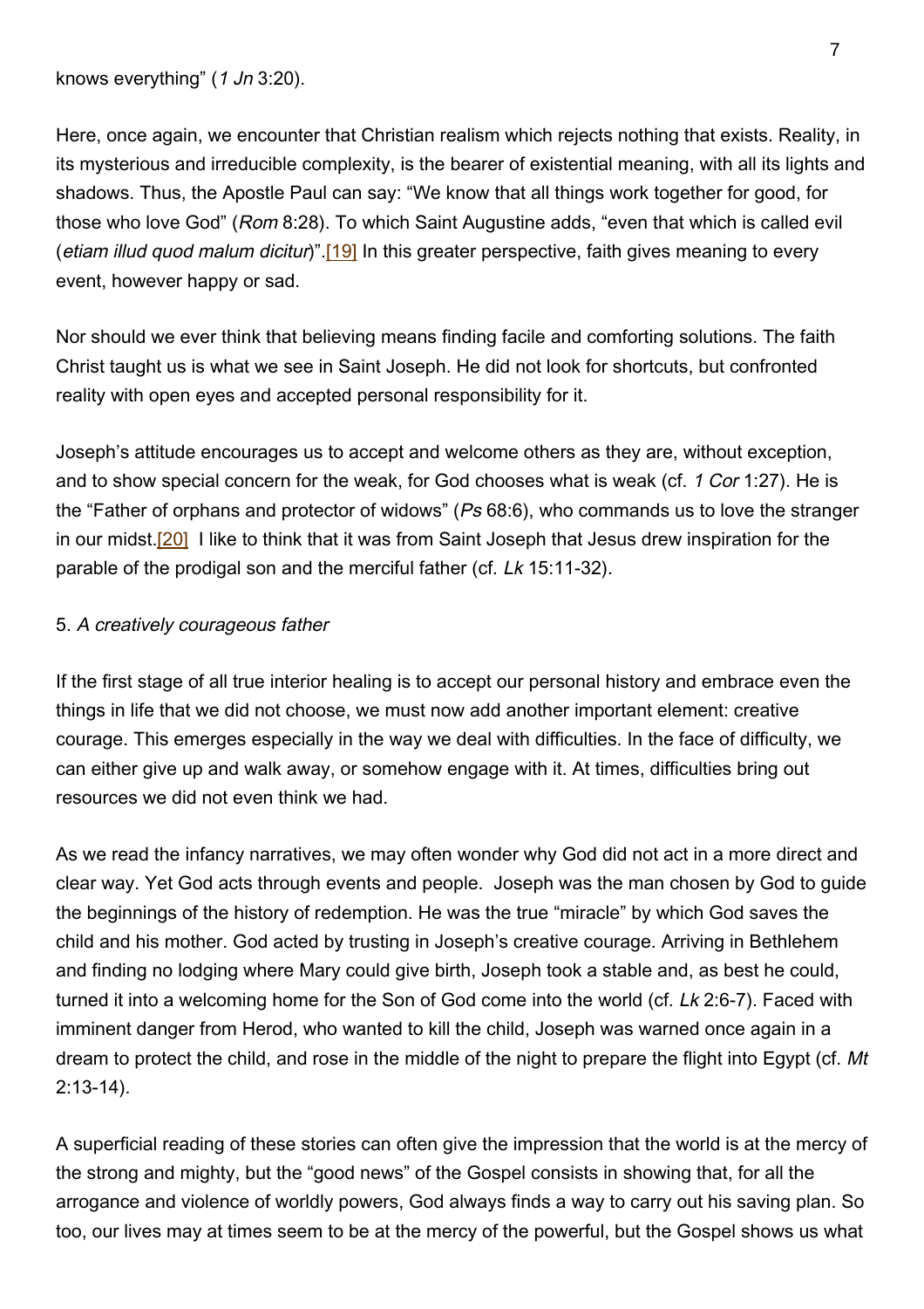knows everything” (*1 Jn* 3:20).

Here, once again, we encounter that Christian realism which rejects nothing that exists. Reality, in its mysterious and irreducible complexity, is the bearer of existential meaning, with all its lights and shadows. Thus, the Apostle Paul can say: “We know that all things work together for good, for those who love God” (*Rom* 8:28). To which Saint Augustine adds, “even that which is called evil (*etiam illud quod malum dicitur*)”.[19] In this greater perspective, faith gives meaning to every event, however happy or sad.

Nor should we ever think that believing means finding facile and comforting solutions. The faith Christ taught us is what we see in Saint Joseph. He did not look for shortcuts, but confronted reality with open eyes and accepted personal responsibility for it.

Joseph’s attitude encourages us to accept and welcome others as they are, without exception, and to show special concern for the weak, for God chooses what is weak (cf. *1 Cor* 1:27). He is the “Father of orphans and protector of widows” (*Ps* 68:6), who commands us to love the stranger in our midst.[20] I like to think that it was from Saint Joseph that Jesus drew inspiration for the parable of the prodigal son and the merciful father (cf. *Lk* 15:11-32).

### 5. *A creatively courageous father*

If the first stage of all true interior healing is to accept our personal history and embrace even the things in life that we did not choose, we must now add another important element: creative courage. This emerges especially in the way we deal with difficulties. In the face of difficulty, we can either give up and walk away, or somehow engage with it. At times, difficulties bring out resources we did not even think we had.

As we read the infancy narratives, we may often wonder why God did not act in a more direct and clear way. Yet God acts through events and people. Joseph was the man chosen by God to guide the beginnings of the history of redemption. He was the true “miracle” by which God saves the child and his mother. God acted by trusting in Joseph’s creative courage. Arriving in Bethlehem and finding no lodging where Mary could give birth, Joseph took a stable and, as best he could, turned it into a welcoming home for the Son of God come into the world (cf. *Lk* 2:6-7). Faced with imminent danger from Herod, who wanted to kill the child, Joseph was warned once again in a dream to protect the child, and rose in the middle of the night to prepare the flight into Egypt (cf. *Mt* 2:13-14).

A superficial reading of these stories can often give the impression that the world is at the mercy of the strong and mighty, but the “good news” of the Gospel consists in showing that, for all the arrogance and violence of worldly powers, God always finds a way to carry out his saving plan. So too, our lives may at times seem to be at the mercy of the powerful, but the Gospel shows us what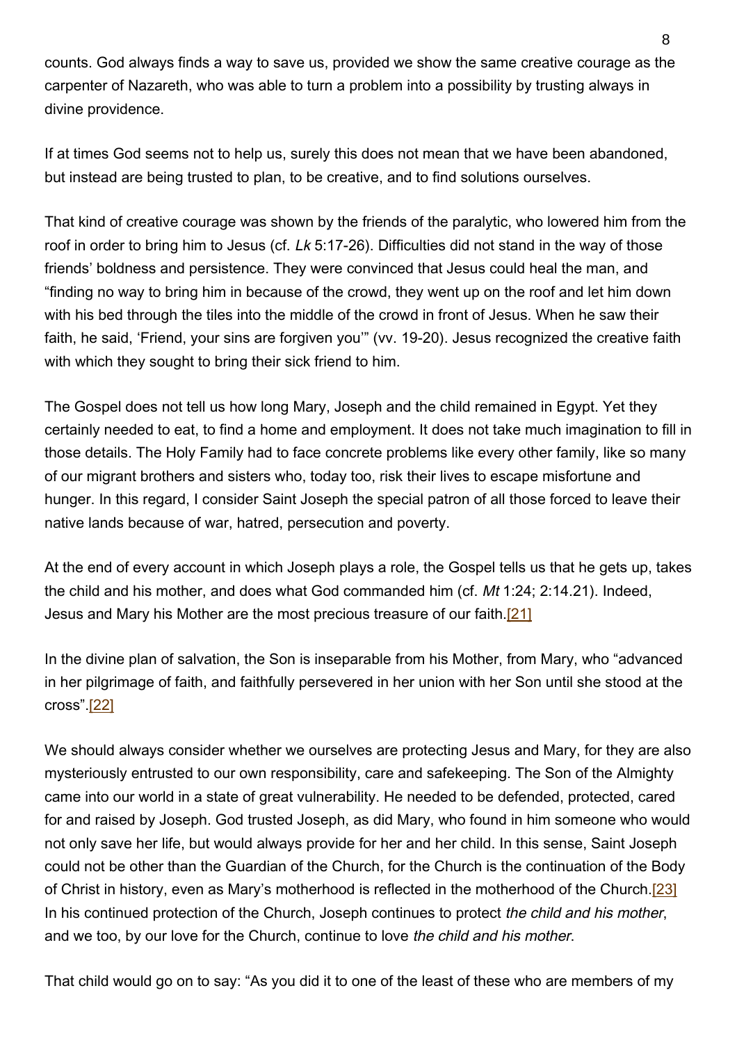counts. God always finds a way to save us, provided we show the same creative courage as the carpenter of Nazareth, who was able to turn a problem into a possibility by trusting always in divine providence.

If at times God seems not to help us, surely this does not mean that we have been abandoned, but instead are being trusted to plan, to be creative, and to find solutions ourselves.

That kind of creative courage was shown by the friends of the paralytic, who lowered him from the roof in order to bring him to Jesus (cf. *Lk* 5:17-26). Difficulties did not stand in the way of those friends' boldness and persistence. They were convinced that Jesus could heal the man, and "finding no way to bring him in because of the crowd, they went up on the roof and let him down with his bed through the tiles into the middle of the crowd in front of Jesus. When he saw their faith, he said, 'Friend, your sins are forgiven you'" (vv. 19-20). Jesus recognized the creative faith with which they sought to bring their sick friend to him.

The Gospel does not tell us how long Mary, Joseph and the child remained in Egypt. Yet they certainly needed to eat, to find a home and employment. It does not take much imagination to fill in those details. The Holy Family had to face concrete problems like every other family, like so many of our migrant brothers and sisters who, today too, risk their lives to escape misfortune and hunger. In this regard, I consider Saint Joseph the special patron of all those forced to leave their native lands because of war, hatred, persecution and poverty.

At the end of every account in which Joseph plays a role, the Gospel tells us that he gets up, takes the child and his mother, and does what God commanded him (cf. *Mt* 1:24; 2:14.21). Indeed, Jesus and Mary his Mother are the most precious treasure of our faith.[21]

In the divine plan of salvation, the Son is inseparable from his Mother, from Mary, who "advanced in her pilgrimage of faith, and faithfully persevered in her union with her Son until she stood at the cross".[22]

We should always consider whether we ourselves are protecting Jesus and Mary, for they are also mysteriously entrusted to our own responsibility, care and safekeeping. The Son of the Almighty came into our world in a state of great vulnerability. He needed to be defended, protected, cared for and raised by Joseph. God trusted Joseph, as did Mary, who found in him someone who would not only save her life, but would always provide for her and her child. In this sense, Saint Joseph could not be other than the Guardian of the Church, for the Church is the continuation of the Body of Christ in history, even as Mary's motherhood is reflected in the motherhood of the Church.[23] In his continued protection of the Church, Joseph continues to protect *the child and his mother*, and we too, by our love for the Church, continue to love *the child and his mother*.

That child would go on to say: "As you did it to one of the least of these who are members of my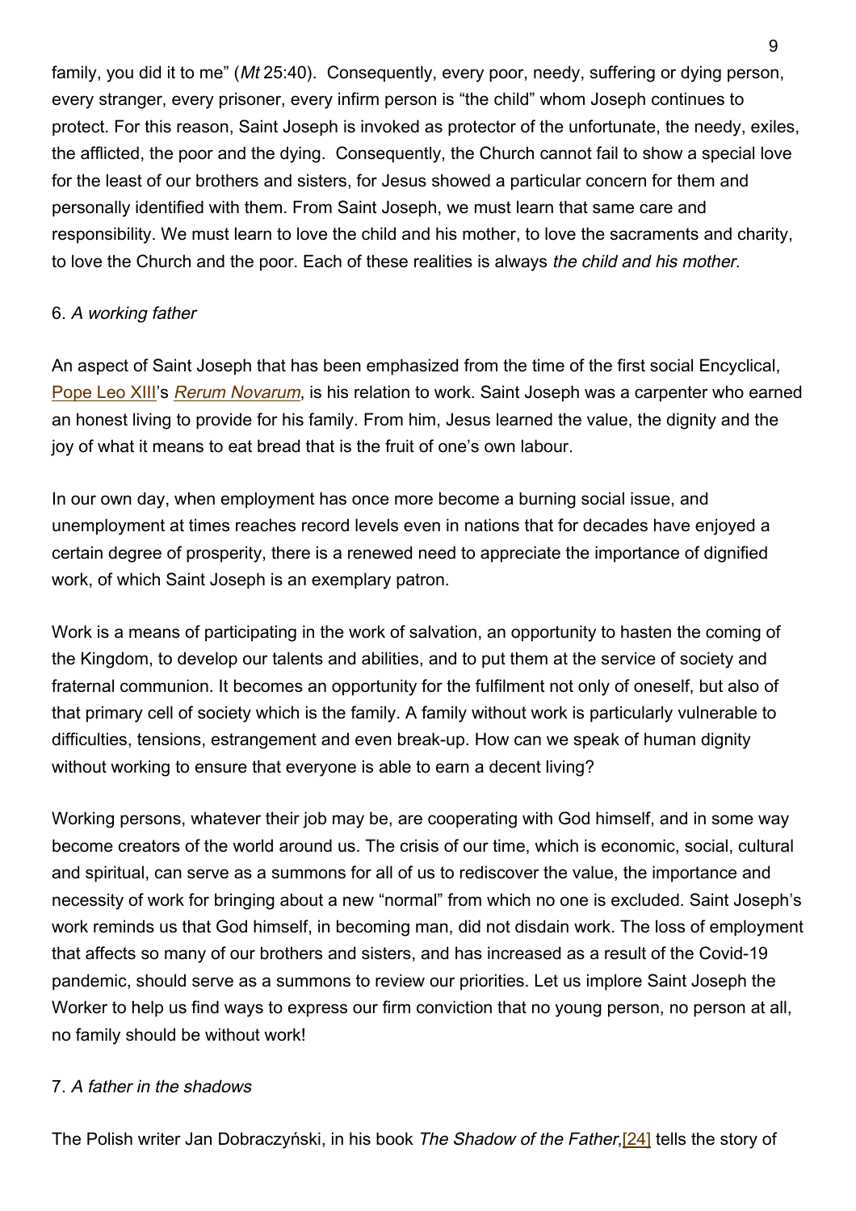family, you did it to me" (*Mt* 25:40). Consequently, every poor, needy, suffering or dying person, every stranger, every prisoner, every infirm person is "the child" whom Joseph continues to protect. For this reason, Saint Joseph is invoked as protector of the unfortunate, the needy, exiles, the afflicted, the poor and the dying. Consequently, the Church cannot fail to show a special love for the least of our brothers and sisters, for Jesus showed a particular concern for them and personally identified with them. From Saint Joseph, we must learn that same care and responsibility. We must learn to love the child and his mother, to love the sacraments and charity, to love the Church and the poor. Each of these realities is always *the child and his mother*.

6. *A working father*

An aspect of Saint Joseph that has been emphasized from the time of the first social Encyclical, Pope Leo XIII's *Rerum Novarum*, is his relation to work. Saint Joseph was a carpenter who earned an honest living to provide for his family. From him, Jesus learned the value, the dignity and the joy of what it means to eat bread that is the fruit of one's own labour.

In our own day, when employment has once more become a burning social issue, and unemployment at times reaches record levels even in nations that for decades have enjoyed a certain degree of prosperity, there is a renewed need to appreciate the importance of dignified work, of which Saint Joseph is an exemplary patron.

Work is a means of participating in the work of salvation, an opportunity to hasten the coming of the Kingdom, to develop our talents and abilities, and to put them at the service of society and fraternal communion. It becomes an opportunity for the fulfilment not only of oneself, but also of that primary cell of society which is the family. A family without work is particularly vulnerable to difficulties, tensions, estrangement and even break-up. How can we speak of human dignity without working to ensure that everyone is able to earn a decent living?

Working persons, whatever their job may be, are cooperating with God himself, and in some way become creators of the world around us. The crisis of our time, which is economic, social, cultural and spiritual, can serve as a summons for all of us to rediscover the value, the importance and necessity of work for bringing about a new "normal" from which no one is excluded. Saint Joseph's work reminds us that God himself, in becoming man, did not disdain work. The loss of employment that affects so many of our brothers and sisters, and has increased as a result of the Covid-19 pandemic, should serve as a summons to review our priorities. Let us implore Saint Joseph the Worker to help us find ways to express our firm conviction that no young person, no person at all, no family should be without work!

7. *A father in the shadows*

The Polish writer Jan Dobraczyński, in his book *The Shadow of the Father*,[24] tells the story of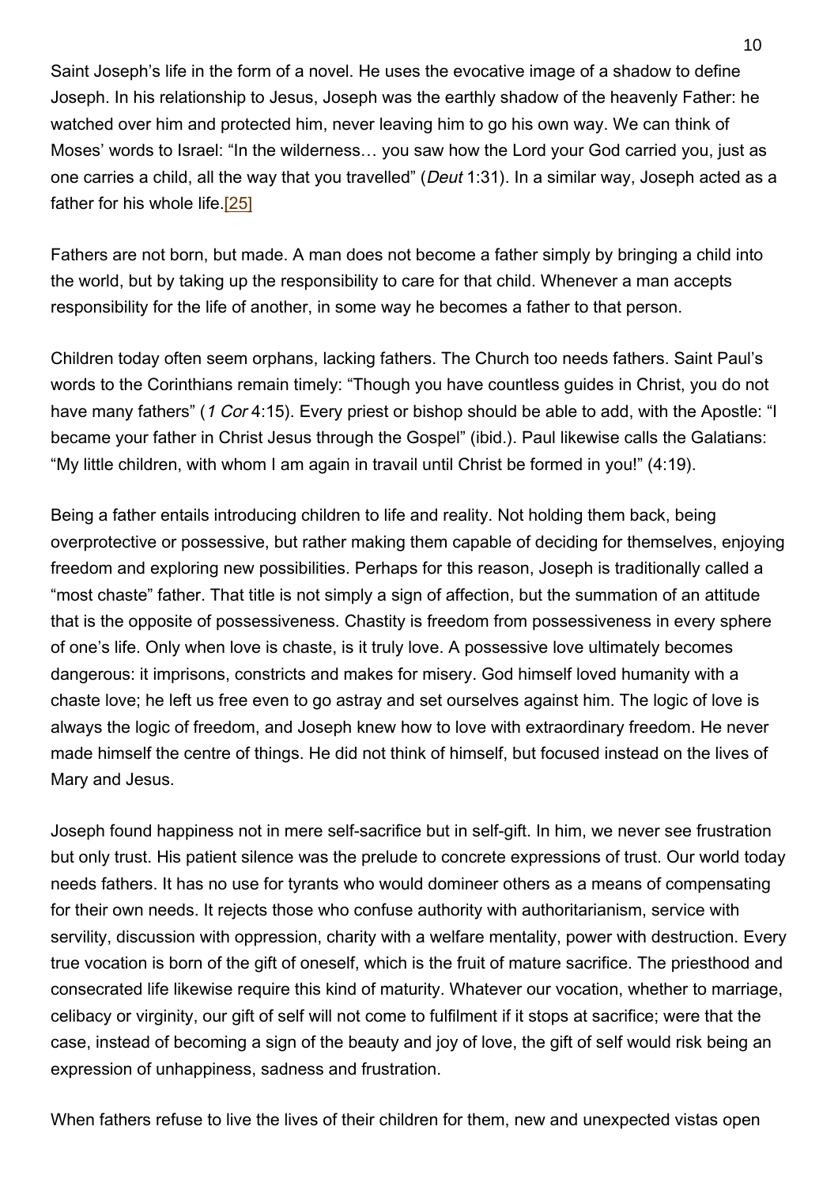Saint Joseph's life in the form of a novel. He uses the evocative image of a shadow to define Joseph. In his relationship to Jesus, Joseph was the earthly shadow of the heavenly Father: he watched over him and protected him, never leaving him to go his own way. We can think of Moses' words to Israel: "In the wilderness… you saw how the Lord your God carried you, just as one carries a child, all the way that you travelled" (*Deut* 1:31). In a similar way, Joseph acted as a father for his whole life.[25]

Fathers are not born, but made. A man does not become a father simply by bringing a child into the world, but by taking up the responsibility to care for that child. Whenever a man accepts responsibility for the life of another, in some way he becomes a father to that person.

Children today often seem orphans, lacking fathers. The Church too needs fathers. Saint Paul's words to the Corinthians remain timely: "Though you have countless guides in Christ, you do not have many fathers" (*1 Cor* 4:15). Every priest or bishop should be able to add, with the Apostle: "I became your father in Christ Jesus through the Gospel" (ibid.). Paul likewise calls the Galatians: "My little children, with whom I am again in travail until Christ be formed in you!" (4:19).

Being a father entails introducing children to life and reality. Not holding them back, being overprotective or possessive, but rather making them capable of deciding for themselves, enjoying freedom and exploring new possibilities. Perhaps for this reason, Joseph is traditionally called a "most chaste" father. That title is not simply a sign of affection, but the summation of an attitude that is the opposite of possessiveness. Chastity is freedom from possessiveness in every sphere of one's life. Only when love is chaste, is it truly love. A possessive love ultimately becomes dangerous: it imprisons, constricts and makes for misery. God himself loved humanity with a chaste love; he left us free even to go astray and set ourselves against him. The logic of love is always the logic of freedom, and Joseph knew how to love with extraordinary freedom. He never made himself the centre of things. He did not think of himself, but focused instead on the lives of Mary and Jesus.

Joseph found happiness not in mere self-sacrifice but in self-gift. In him, we never see frustration but only trust. His patient silence was the prelude to concrete expressions of trust. Our world today needs fathers. It has no use for tyrants who would domineer others as a means of compensating for their own needs. It rejects those who confuse authority with authoritarianism, service with servility, discussion with oppression, charity with a welfare mentality, power with destruction. Every true vocation is born of the gift of oneself, which is the fruit of mature sacrifice. The priesthood and consecrated life likewise require this kind of maturity. Whatever our vocation, whether to marriage, celibacy or virginity, our gift of self will not come to fulfilment if it stops at sacrifice; were that the case, instead of becoming a sign of the beauty and joy of love, the gift of self would risk being an expression of unhappiness, sadness and frustration.

When fathers refuse to live the lives of their children for them, new and unexpected vistas open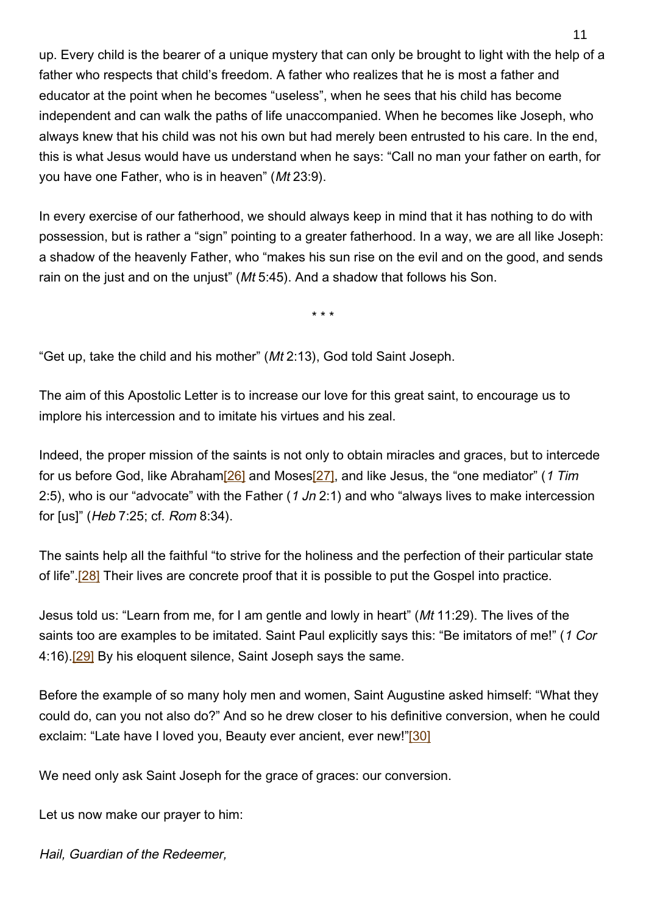up. Every child is the bearer of a unique mystery that can only be brought to light with the help of a father who respects that child's freedom. A father who realizes that he is most a father and educator at the point when he becomes "useless", when he sees that his child has become independent and can walk the paths of life unaccompanied. When he becomes like Joseph, who always knew that his child was not his own but had merely been entrusted to his care. In the end, this is what Jesus would have us understand when he says: "Call no man your father on earth, for you have one Father, who is in heaven" (*Mt* 23:9).

In every exercise of our fatherhood, we should always keep in mind that it has nothing to do with possession, but is rather a "sign" pointing to a greater fatherhood. In a way, we are all like Joseph: a shadow of the heavenly Father, who "makes his sun rise on the evil and on the good, and sends rain on the just and on the unjust" (*Mt* 5:45). And a shadow that follows his Son.

\* \* \*

"Get up, take the child and his mother" (*Mt* 2:13), God told Saint Joseph.

The aim of this Apostolic Letter is to increase our love for this great saint, to encourage us to implore his intercession and to imitate his virtues and his zeal.

Indeed, the proper mission of the saints is not only to obtain miracles and graces, but to intercede for us before God, like Abraham[26] and Moses[27], and like Jesus, the "one mediator" (*1 Tim* 2:5), who is our "advocate" with the Father (*1 Jn* 2:1) and who "always lives to make intercession for [us]" (*Heb* 7:25; cf. *Rom* 8:34).

The saints help all the faithful "to strive for the holiness and the perfection of their particular state of life".[28] Their lives are concrete proof that it is possible to put the Gospel into practice.

Jesus told us: "Learn from me, for I am gentle and lowly in heart" (*Mt* 11:29). The lives of the saints too are examples to be imitated. Saint Paul explicitly says this: "Be imitators of me!" (*1 Cor* 4:16).[29] By his eloquent silence, Saint Joseph says the same.

Before the example of so many holy men and women, Saint Augustine asked himself: "What they could do, can you not also do?" And so he drew closer to his definitive conversion, when he could exclaim: "Late have I loved you, Beauty ever ancient, ever new!"[30]

We need only ask Saint Joseph for the grace of graces: our conversion.

Let us now make our prayer to him:

*Hail, Guardian of the Redeemer,*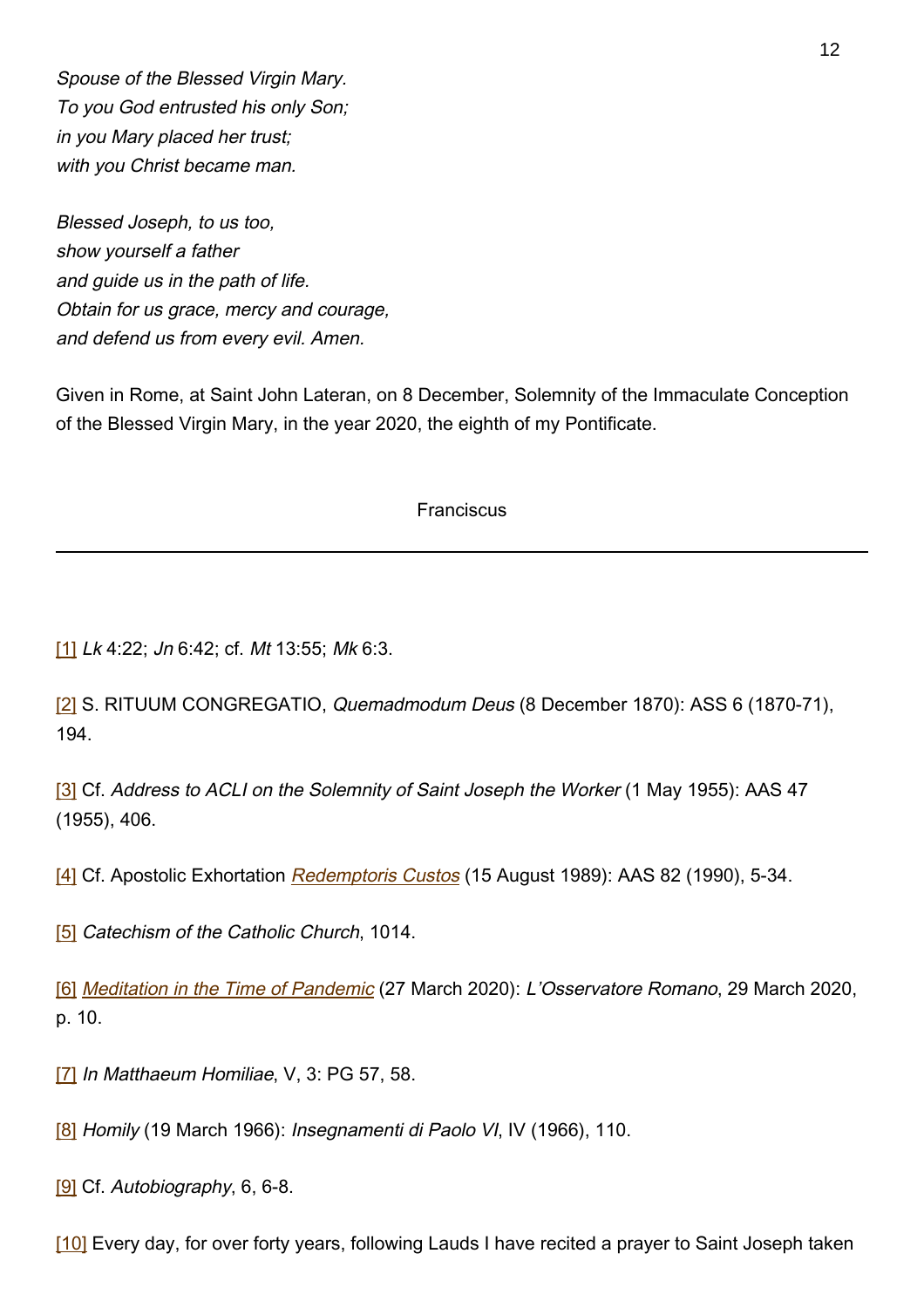*Spouse of the Blessed Virgin Mary.*
*To you God entrusted his only Son;*
*in you Mary placed her trust;*
*with you Christ became man.*

*Blessed Joseph, to us too,*
*show yourself a father*
*and guide us in the path of life.*
*Obtain for us grace, mercy and courage,*
*and defend us from every evil. Amen.*

Given in Rome, at Saint John Lateran, on 8 December, Solemnity of the Immaculate Conception of the Blessed Virgin Mary, in the year 2020, the eighth of my Pontificate.

Franciscus

---

[1] *Lk* 4:22; *Jn* 6:42; cf. *Mt* 13:55; *Mk* 6:3.

[2] S. RITUUM CONGREGATIO, *Quemadmodum Deus* (8 December 1870): ASS 6 (1870-71), 194.

[3] Cf. *Address to ACLI on the Solemnity of Saint Joseph the Worker* (1 May 1955): AAS 47 (1955), 406.

[4] Cf. Apostolic Exhortation *Redemptoris Custos* (15 August 1989): AAS 82 (1990), 5-34.

[5] *Catechism of the Catholic Church*, 1014.

[6] *Meditation in the Time of Pandemic* (27 March 2020): *L'Osservatore Romano*, 29 March 2020, p. 10.

[7] *In Matthaeum Homiliae*, V, 3: PG 57, 58.

[8] *Homily* (19 March 1966): *Insegnamenti di Paolo VI*, IV (1966), 110.

[9] Cf. *Autobiography*, 6, 6-8.

[10] Every day, for over forty years, following Lauds I have recited a prayer to Saint Joseph taken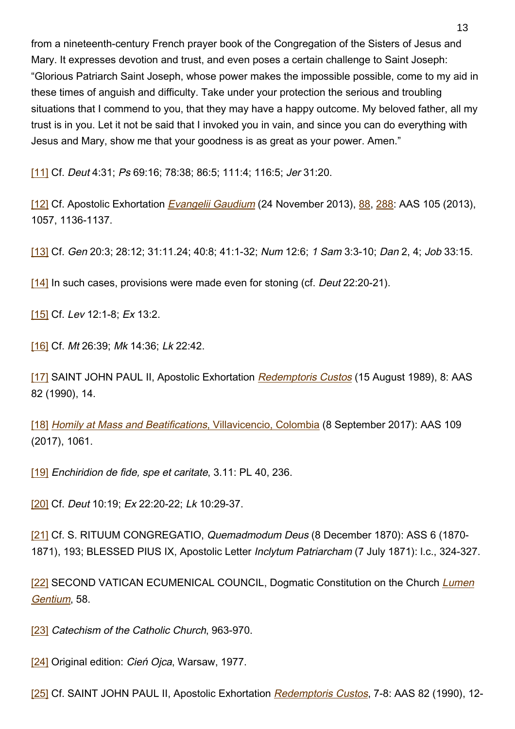from a nineteenth-century French prayer book of the Congregation of the Sisters of Jesus and Mary. It expresses devotion and trust, and even poses a certain challenge to Saint Joseph: “Glorious Patriarch Saint Joseph, whose power makes the impossible possible, come to my aid in these times of anguish and difficulty. Take under your protection the serious and troubling situations that I commend to you, that they may have a happy outcome. My beloved father, all my trust is in you. Let it not be said that I invoked you in vain, and since you can do everything with Jesus and Mary, show me that your goodness is as great as your power. Amen.”

[11] Cf. *Deut* 4:31; *Ps* 69:16; 78:38; 86:5; 111:4; 116:5; *Jer* 31:20.

[12] Cf. Apostolic Exhortation *Evangelii Gaudium* (24 November 2013), 88, 288: AAS 105 (2013), 1057, 1136-1137.

[13] Cf. *Gen* 20:3; 28:12; 31:11.24; 40:8; 41:1-32; *Num* 12:6; *1 Sam* 3:3-10; *Dan* 2, 4; *Job* 33:15.

[14] In such cases, provisions were made even for stoning (cf. *Deut* 22:20-21).

[15] Cf. *Lev* 12:1-8; *Ex* 13:2.

[16] Cf. *Mt* 26:39; *Mk* 14:36; *Lk* 22:42.

[17] SAINT JOHN PAUL II, Apostolic Exhortation *Redemptoris Custos* (15 August 1989), 8: AAS 82 (1990), 14.

[18] *Homily at Mass and Beatifications*, Villavicencio, Colombia (8 September 2017): AAS 109 (2017), 1061.

[19] *Enchiridion de fide, spe et caritate*, 3.11: PL 40, 236.

[20] Cf. *Deut* 10:19; *Ex* 22:20-22; *Lk* 10:29-37.

[21] Cf. S. RITUUM CONGREGATIO, *Quemadmodum Deus* (8 December 1870): ASS 6 (1870-1871), 193; BLESSED PIUS IX, Apostolic Letter *Inclytum Patriarcham* (7 July 1871): l.c., 324-327.

[22] SECOND VATICAN ECUMENICAL COUNCIL, Dogmatic Constitution on the Church *Lumen Gentium*, 58.

[23] *Catechism of the Catholic Church*, 963-970.

[24] Original edition: *Cień Ojca*, Warsaw, 1977.

[25] Cf. SAINT JOHN PAUL II, Apostolic Exhortation *Redemptoris Custos*, 7-8: AAS 82 (1990), 12-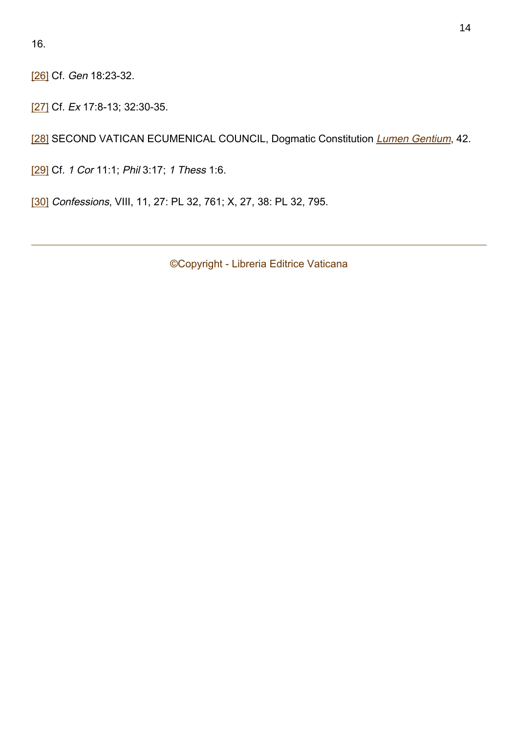16.

[26] Cf. *Gen* 18:23-32.

[27] Cf. *Ex* 17:8-13; 32:30-35.

[28] SECOND VATICAN ECUMENICAL COUNCIL, Dogmatic Constitution *Lumen Gentium*, 42.

[29] Cf. *1 Cor* 11:1; *Phil* 3:17; *1 Thess* 1:6.

[30] *Confessions*, VIII, 11, 27: PL 32, 761; X, 27, 38: PL 32, 795.

---

©Copyright - Libreria Editrice Vaticana